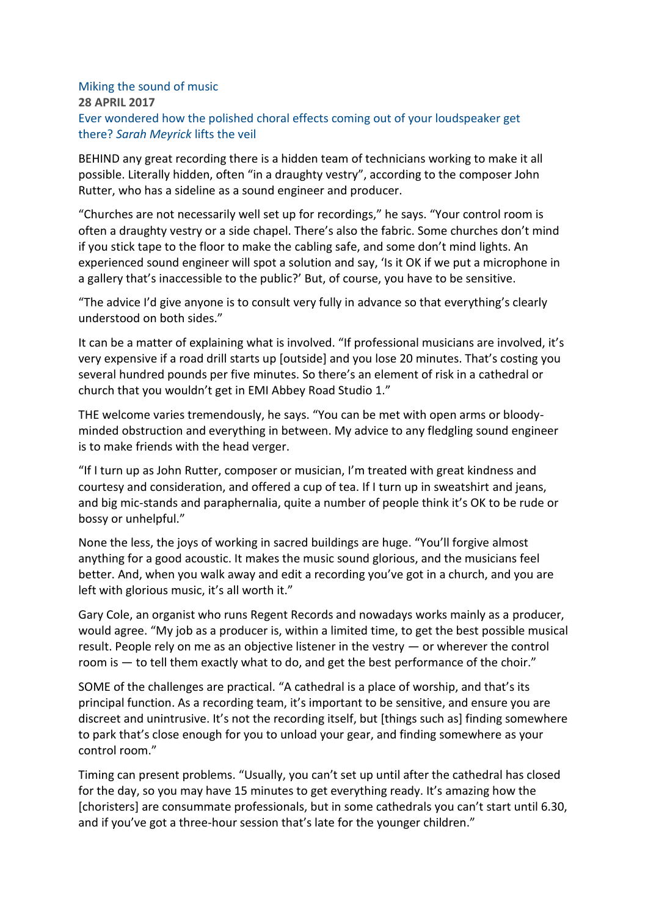# Miking the sound of music

**28 APRIL 2017**

## Ever wondered how the polished choral effects coming out of your loudspeaker get there? *Sarah Meyrick* lifts the veil

BEHIND any great recording there is a hidden team of technicians working to make it all possible. Literally hidden, often "in a draughty vestry", according to the composer John Rutter, who has a sideline as a sound engineer and producer.

"Churches are not necessarily well set up for recordings," he says. "Your control room is often a draughty vestry or a side chapel. There's also the fabric. Some churches don't mind if you stick tape to the floor to make the cabling safe, and some don't mind lights. An experienced sound engineer will spot a solution and say, 'Is it OK if we put a microphone in a gallery that's inaccessible to the public?' But, of course, you have to be sensitive.

"The advice I'd give anyone is to consult very fully in advance so that everything's clearly understood on both sides."

It can be a matter of explaining what is involved. "If professional musicians are involved, it's very expensive if a road drill starts up [outside] and you lose 20 minutes. That's costing you several hundred pounds per five minutes. So there's an element of risk in a cathedral or church that you wouldn't get in EMI Abbey Road Studio 1."

THE welcome varies tremendously, he says. "You can be met with open arms or bloody-minded obstruction and everything in between. My advice to any fledgling sound engineer is to make friends with the head verger.

"If I turn up as John Rutter, composer or musician, I'm treated with great kindness and courtesy and consideration, and offered a cup of tea. If I turn up in sweatshirt and jeans, and big mic-stands and paraphernalia, quite a number of people think it's OK to be rude or bossy or unhelpful."

None the less, the joys of working in sacred buildings are huge. "You'll forgive almost anything for a good acoustic. It makes the music sound glorious, and the musicians feel better. And, when you walk away and edit a recording you've got in a church, and you are left with glorious music, it's all worth it."

Gary Cole, an organist who runs Regent Records and nowadays works mainly as a producer, would agree. "My job as a producer is, within a limited time, to get the best possible musical result. People rely on me as an objective listener in the vestry — or wherever the control room is — to tell them exactly what to do, and get the best performance of the choir."

SOME of the challenges are practical. "A cathedral is a place of worship, and that's its principal function. As a recording team, it's important to be sensitive, and ensure you are discreet and unintrusive. It's not the recording itself, but [things such as] finding somewhere to park that's close enough for you to unload your gear, and finding somewhere as your control room."

Timing can present problems. "Usually, you can't set up until after the cathedral has closed for the day, so you may have 15 minutes to get everything ready. It's amazing how the [choristers] are consummate professionals, but in some cathedrals you can't start until 6.30, and if you've got a three-hour session that's late for the younger children."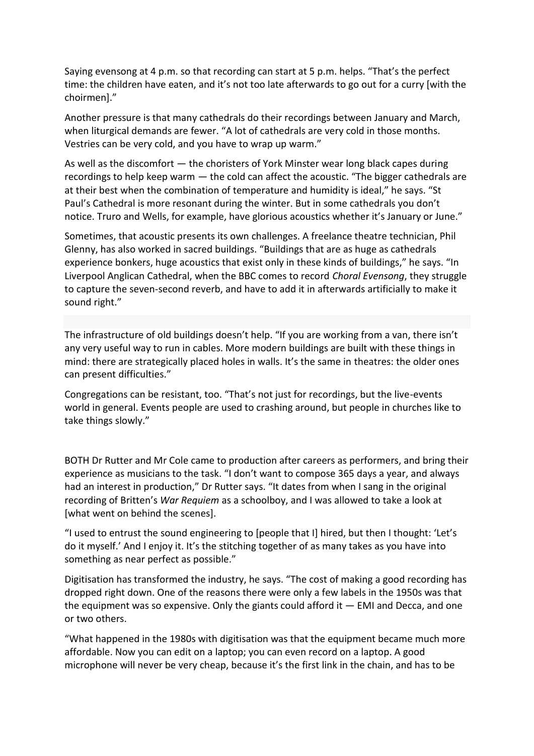Saying evensong at 4 p.m. so that recording can start at 5 p.m. helps. "That's the perfect time: the children have eaten, and it's not too late afterwards to go out for a curry [with the choirmen]."

Another pressure is that many cathedrals do their recordings between January and March, when liturgical demands are fewer. "A lot of cathedrals are very cold in those months. Vestries can be very cold, and you have to wrap up warm."

As well as the discomfort — the choristers of York Minster wear long black capes during recordings to help keep warm — the cold can affect the acoustic. "The bigger cathedrals are at their best when the combination of temperature and humidity is ideal," he says. "St Paul's Cathedral is more resonant during the winter. But in some cathedrals you don't notice. Truro and Wells, for example, have glorious acoustics whether it's January or June."

Sometimes, that acoustic presents its own challenges. A freelance theatre technician, Phil Glenny, has also worked in sacred buildings. "Buildings that are as huge as cathedrals experience bonkers, huge acoustics that exist only in these kinds of buildings," he says. "In Liverpool Anglican Cathedral, when the BBC comes to record *Choral Evensong*, they struggle to capture the seven-second reverb, and have to add it in afterwards artificially to make it sound right."

The infrastructure of old buildings doesn't help. "If you are working from a van, there isn't any very useful way to run in cables. More modern buildings are built with these things in mind: there are strategically placed holes in walls. It's the same in theatres: the older ones can present difficulties."

Congregations can be resistant, too. "That's not just for recordings, but the live-events world in general. Events people are used to crashing around, but people in churches like to take things slowly."

BOTH Dr Rutter and Mr Cole came to production after careers as performers, and bring their experience as musicians to the task. "I don't want to compose 365 days a year, and always had an interest in production," Dr Rutter says. "It dates from when I sang in the original recording of Britten's *War Requiem* as a schoolboy, and I was allowed to take a look at [what went on behind the scenes].

"I used to entrust the sound engineering to [people that I] hired, but then I thought: 'Let's do it myself.' And I enjoy it. It's the stitching together of as many takes as you have into something as near perfect as possible."

Digitisation has transformed the industry, he says. "The cost of making a good recording has dropped right down. One of the reasons there were only a few labels in the 1950s was that the equipment was so expensive. Only the giants could afford it — EMI and Decca, and one or two others.

"What happened in the 1980s with digitisation was that the equipment became much more affordable. Now you can edit on a laptop; you can even record on a laptop. A good microphone will never be very cheap, because it's the first link in the chain, and has to be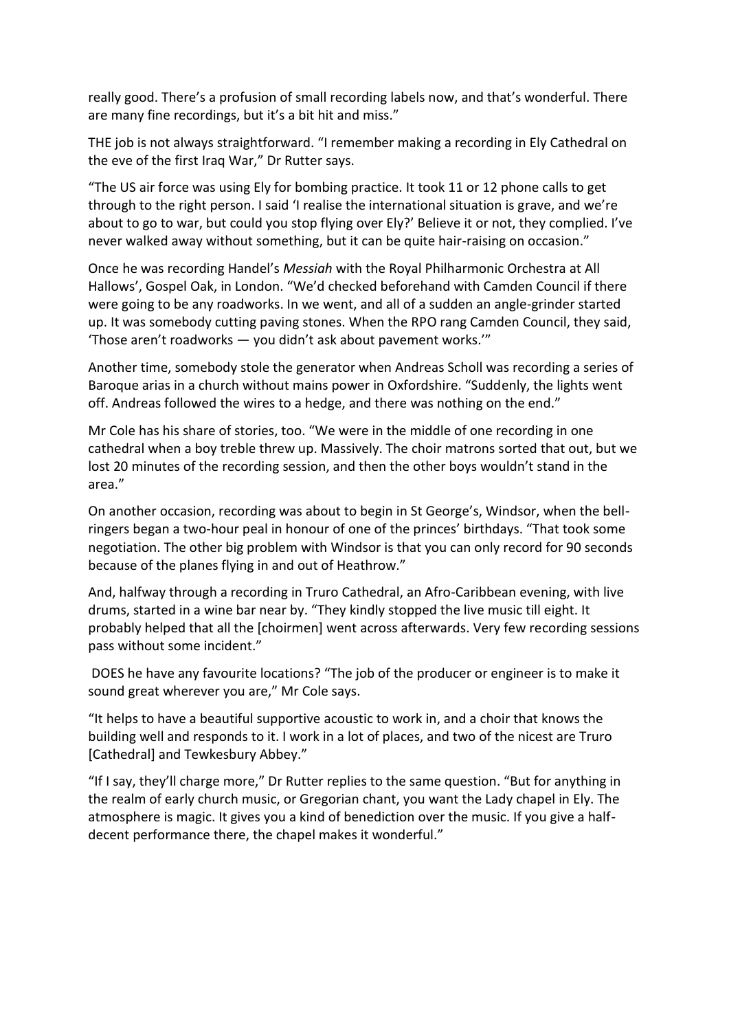really good. There's a profusion of small recording labels now, and that's wonderful. There are many fine recordings, but it's a bit hit and miss."

THE job is not always straightforward. "I remember making a recording in Ely Cathedral on the eve of the first Iraq War," Dr Rutter says.

"The US air force was using Ely for bombing practice. It took 11 or 12 phone calls to get through to the right person. I said 'I realise the international situation is grave, and we're about to go to war, but could you stop flying over Ely?' Believe it or not, they complied. I've never walked away without something, but it can be quite hair-raising on occasion."

Once he was recording Handel's *Messiah* with the Royal Philharmonic Orchestra at All Hallows', Gospel Oak, in London. "We'd checked beforehand with Camden Council if there were going to be any roadworks. In we went, and all of a sudden an angle-grinder started up. It was somebody cutting paving stones. When the RPO rang Camden Council, they said, 'Those aren't roadworks — you didn't ask about pavement works.'"

Another time, somebody stole the generator when Andreas Scholl was recording a series of Baroque arias in a church without mains power in Oxfordshire. "Suddenly, the lights went off. Andreas followed the wires to a hedge, and there was nothing on the end."

Mr Cole has his share of stories, too. "We were in the middle of one recording in one cathedral when a boy treble threw up. Massively. The choir matrons sorted that out, but we lost 20 minutes of the recording session, and then the other boys wouldn't stand in the area."

On another occasion, recording was about to begin in St George's, Windsor, when the bell-ringers began a two-hour peal in honour of one of the princes' birthdays. "That took some negotiation. The other big problem with Windsor is that you can only record for 90 seconds because of the planes flying in and out of Heathrow."

And, halfway through a recording in Truro Cathedral, an Afro-Caribbean evening, with live drums, started in a wine bar near by. "They kindly stopped the live music till eight. It probably helped that all the [choirmen] went across afterwards. Very few recording sessions pass without some incident."

DOES he have any favourite locations? "The job of the producer or engineer is to make it sound great wherever you are," Mr Cole says.

"It helps to have a beautiful supportive acoustic to work in, and a choir that knows the building well and responds to it. I work in a lot of places, and two of the nicest are Truro [Cathedral] and Tewkesbury Abbey."

"If I say, they'll charge more," Dr Rutter replies to the same question. "But for anything in the realm of early church music, or Gregorian chant, you want the Lady chapel in Ely. The atmosphere is magic. It gives you a kind of benediction over the music. If you give a half-decent performance there, the chapel makes it wonderful."